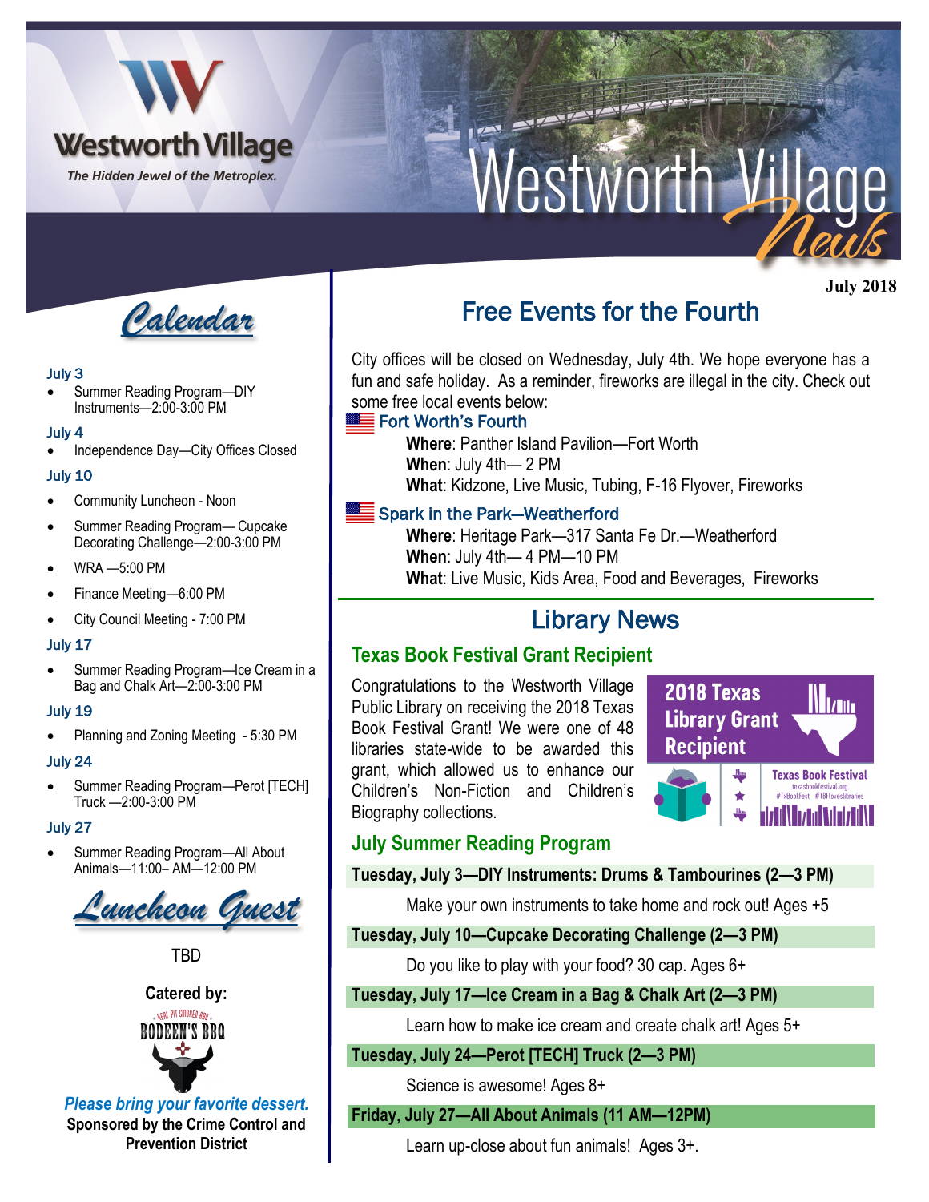# Westworth Village News

Westworth Village — *The Hidden Jewel of the Metroplex.*

**July 2018**

## Calendar

**July 3**
- Summer Reading Program—DIY Instruments—2:00-3:00 PM

**July 4**
- Independence Day—City Offices Closed

**July 10**
- Community Luncheon - Noon
- Summer Reading Program— Cupcake Decorating Challenge—2:00-3:00 PM
- WRA —5:00 PM
- Finance Meeting—6:00 PM
- City Council Meeting - 7:00 PM

**July 17**
- Summer Reading Program—Ice Cream in a Bag and Chalk Art—2:00-3:00 PM

**July 19**
- Planning and Zoning Meeting - 5:30 PM

**July 24**
- Summer Reading Program—Perot [TECH] Truck —2:00-3:00 PM

**July 27**
- Summer Reading Program—All About Animals—11:00– AM—12:00 PM

## Luncheon Guest

TBD

**Catered by:**

Real Pit Smoked BBQ — BODEEN'S BBQ

***Please bring your favorite dessert.***

**Sponsored by the Crime Control and Prevention District**

## Free Events for the Fourth

City offices will be closed on Wednesday, July 4th. We hope everyone has a fun and safe holiday. As a reminder, fireworks are illegal in the city. Check out some free local events below:

### Fort Worth's Fourth

**Where**: Panther Island Pavilion—Fort Worth
**When**: July 4th— 2 PM
**What**: Kidzone, Live Music, Tubing, F-16 Flyover, Fireworks

### Spark in the Park—Weatherford

**Where**: Heritage Park—317 Santa Fe Dr.—Weatherford
**When**: July 4th— 4 PM—10 PM
**What**: Live Music, Kids Area, Food and Beverages, Fireworks

## Library News

### Texas Book Festival Grant Recipient

Congratulations to the Westworth Village Public Library on receiving the 2018 Texas Book Festival Grant! We were one of 48 libraries state-wide to be awarded this grant, which allowed us to enhance our Children's Non-Fiction and Children's Biography collections.

2018 Texas Library Grant Recipient — Texas Book Festival — texasbookfestival.org #TxBookFest #TBFlovestlibraries

### July Summer Reading Program

**Tuesday, July 3—DIY Instruments: Drums & Tambourines (2—3 PM)**

Make your own instruments to take home and rock out! Ages +5

**Tuesday, July 10—Cupcake Decorating Challenge (2—3 PM)**

Do you like to play with your food? 30 cap. Ages 6+

**Tuesday, July 17—Ice Cream in a Bag & Chalk Art (2—3 PM)**

Learn how to make ice cream and create chalk art! Ages 5+

**Tuesday, July 24—Perot [TECH] Truck (2—3 PM)**

Science is awesome! Ages 8+

**Friday, July 27—All About Animals (11 AM—12PM)**

Learn up-close about fun animals! Ages 3+.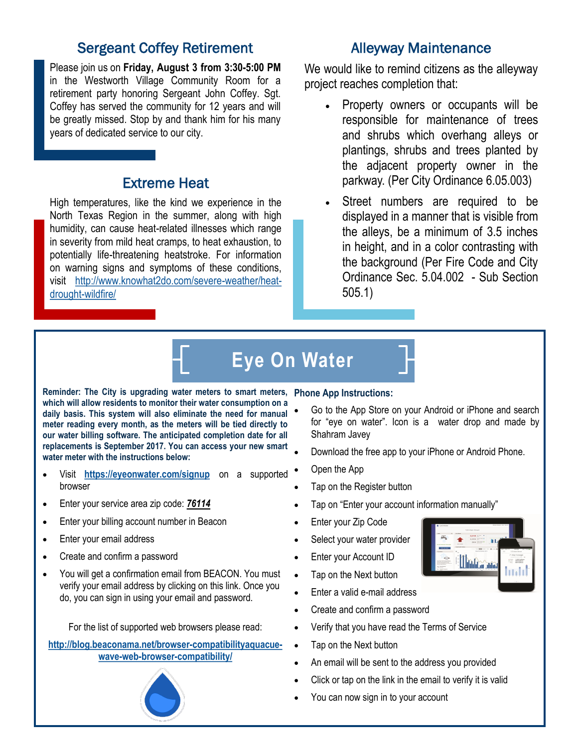## Sergeant Coffey Retirement

Please join us on **Friday, August 3 from 3:30-5:00 PM** in the Westworth Village Community Room for a retirement party honoring Sergeant John Coffey. Sgt. Coffey has served the community for 12 years and will be greatly missed. Stop by and thank him for his many years of dedicated service to our city.

## Extreme Heat

High temperatures, like the kind we experience in the North Texas Region in the summer, along with high humidity, can cause heat-related illnesses which range in severity from mild heat cramps, to heat exhaustion, to potentially life-threatening heatstroke. For information on warning signs and symptoms of these conditions, visit http://www.knowhat2do.com/severe-weather/heat-drought-wildfire/

## Alleyway Maintenance

We would like to remind citizens as the alleyway project reaches completion that:

- Property owners or occupants will be responsible for maintenance of trees and shrubs which overhang alleys or plantings, shrubs and trees planted by the adjacent property owner in the parkway. (Per City Ordinance 6.05.003)
- Street numbers are required to be displayed in a manner that is visible from the alleys, be a minimum of 3.5 inches in height, and in a color contrasting with the background (Per Fire Code and City Ordinance Sec. 5.04.002 - Sub Section 505.1)

## Eye On Water

**Reminder: The City is upgrading water meters to smart meters, which will allow residents to monitor their water consumption on a daily basis. This system will also eliminate the need for manual meter reading every month, as the meters will be tied directly to our water billing software. The anticipated completion date for all replacements is September 2017. You can access your new smart water meter with the instructions below:**

- Visit **https://eyeonwater.com/signup** on a supported browser
- Enter your service area zip code: ***76114***
- Enter your billing account number in Beacon
- Enter your email address
- Create and confirm a password
- You will get a confirmation email from BEACON. You must verify your email address by clicking on this link. Once you do, you can sign in using your email and password.

For the list of supported web browsers please read:

**http://blog.beaconama.net/browser-compatibilityaquacue-wave-web-browser-compatibility/**

**Phone App Instructions:**

- Go to the App Store on your Android or iPhone and search for "eye on water". Icon is a water drop and made by Shahram Javey
- Download the free app to your iPhone or Android Phone.
- Open the App
- Tap on the Register button
- Tap on "Enter your account information manually"
- Enter your Zip Code
- Select your water provider
- Enter your Account ID
- Tap on the Next button
- Enter a valid e-mail address
- Create and confirm a password
- Verify that you have read the Terms of Service
- Tap on the Next button
- An email will be sent to the address you provided
- Click or tap on the link in the email to verify it is valid
- You can now sign in to your account